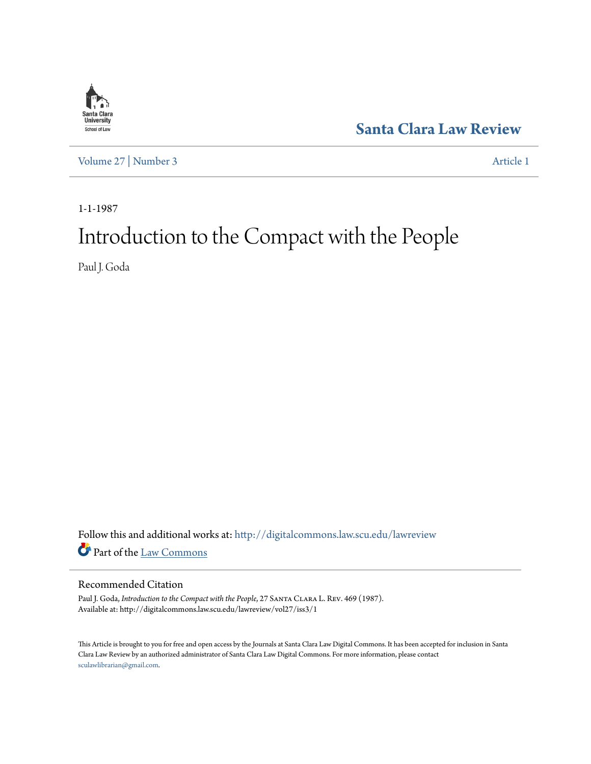Santa Clara University School of Law

**Santa Clara Law Review**

Volume 27 | Number 3 Article 1

1-1-1987

# Introduction to the Compact with the People

Paul J. Goda

Follow this and additional works at: http://digitalcommons.law.scu.edu/lawreview

Part of the Law Commons

## Recommended Citation

Paul J. Goda, *Introduction to the Compact with the People*, 27 Santa Clara L. Rev. 469 (1987).
Available at: http://digitalcommons.law.scu.edu/lawreview/vol27/iss3/1

This Article is brought to you for free and open access by the Journals at Santa Clara Law Digital Commons. It has been accepted for inclusion in Santa Clara Law Review by an authorized administrator of Santa Clara Law Digital Commons. For more information, please contact sculawlibrarian@gmail.com.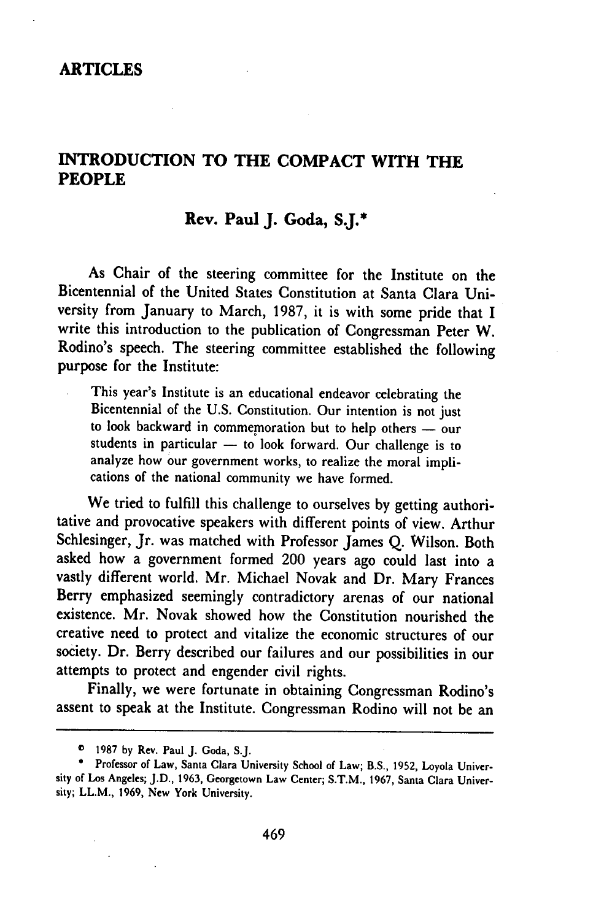# ARTICLES

## INTRODUCTION TO THE COMPACT WITH THE PEOPLE

### Rev. Paul J. Goda, S.J.*

As Chair of the steering committee for the Institute on the Bicentennial of the United States Constitution at Santa Clara University from January to March, 1987, it is with some pride that I write this introduction to the publication of Congressman Peter W. Rodino's speech. The steering committee established the following purpose for the Institute:

> This year's Institute is an educational endeavor celebrating the Bicentennial of the U.S. Constitution. Our intention is not just to look backward in commemoration but to help others — our students in particular — to look forward. Our challenge is to analyze how our government works, to realize the moral implications of the national community we have formed.

We tried to fulfill this challenge to ourselves by getting authoritative and provocative speakers with different points of view. Arthur Schlesinger, Jr. was matched with Professor James Q. Wilson. Both asked how a government formed 200 years ago could last into a vastly different world. Mr. Michael Novak and Dr. Mary Frances Berry emphasized seemingly contradictory arenas of our national existence. Mr. Novak showed how the Constitution nourished the creative need to protect and vitalize the economic structures of our society. Dr. Berry described our failures and our possibilities in our attempts to protect and engender civil rights.

Finally, we were fortunate in obtaining Congressman Rodino's assent to speak at the Institute. Congressman Rodino will not be an

---

© 1987 by Rev. Paul J. Goda, S.J.

\* Professor of Law, Santa Clara University School of Law; B.S., 1952, Loyola University of Los Angeles; J.D., 1963, Georgetown Law Center; S.T.M., 1967, Santa Clara University; LL.M., 1969, New York University.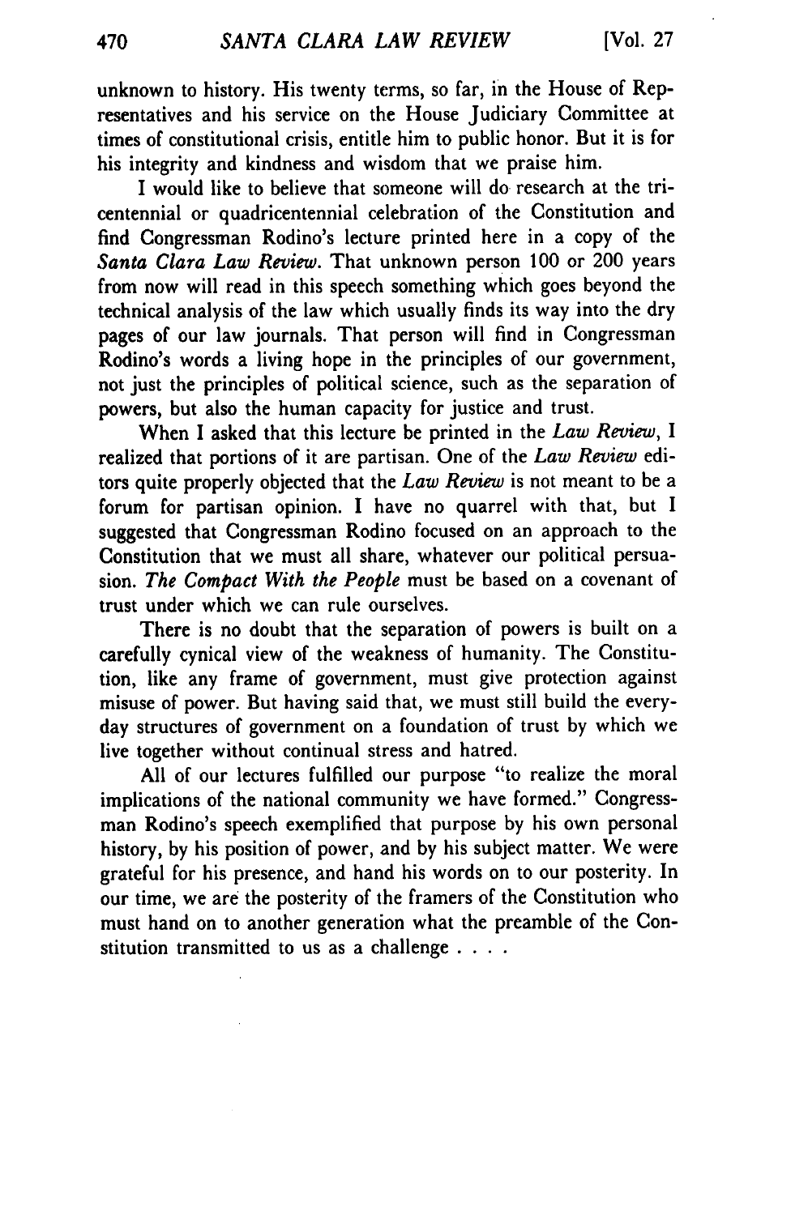unknown to history. His twenty terms, so far, in the House of Representatives and his service on the House Judiciary Committee at times of constitutional crisis, entitle him to public honor. But it is for his integrity and kindness and wisdom that we praise him.

I would like to believe that someone will do research at the tricentennial or quadricentennial celebration of the Constitution and find Congressman Rodino's lecture printed here in a copy of the *Santa Clara Law Review*. That unknown person 100 or 200 years from now will read in this speech something which goes beyond the technical analysis of the law which usually finds its way into the dry pages of our law journals. That person will find in Congressman Rodino's words a living hope in the principles of our government, not just the principles of political science, such as the separation of powers, but also the human capacity for justice and trust.

When I asked that this lecture be printed in the *Law Review*, I realized that portions of it are partisan. One of the *Law Review* editors quite properly objected that the *Law Review* is not meant to be a forum for partisan opinion. I have no quarrel with that, but I suggested that Congressman Rodino focused on an approach to the Constitution that we must all share, whatever our political persuasion. *The Compact With the People* must be based on a covenant of trust under which we can rule ourselves.

There is no doubt that the separation of powers is built on a carefully cynical view of the weakness of humanity. The Constitution, like any frame of government, must give protection against misuse of power. But having said that, we must still build the everyday structures of government on a foundation of trust by which we live together without continual stress and hatred.

All of our lectures fulfilled our purpose "to realize the moral implications of the national community we have formed." Congressman Rodino's speech exemplified that purpose by his own personal history, by his position of power, and by his subject matter. We were grateful for his presence, and hand his words on to our posterity. In our time, we are the posterity of the framers of the Constitution who must hand on to another generation what the preamble of the Constitution transmitted to us as a challenge . . . .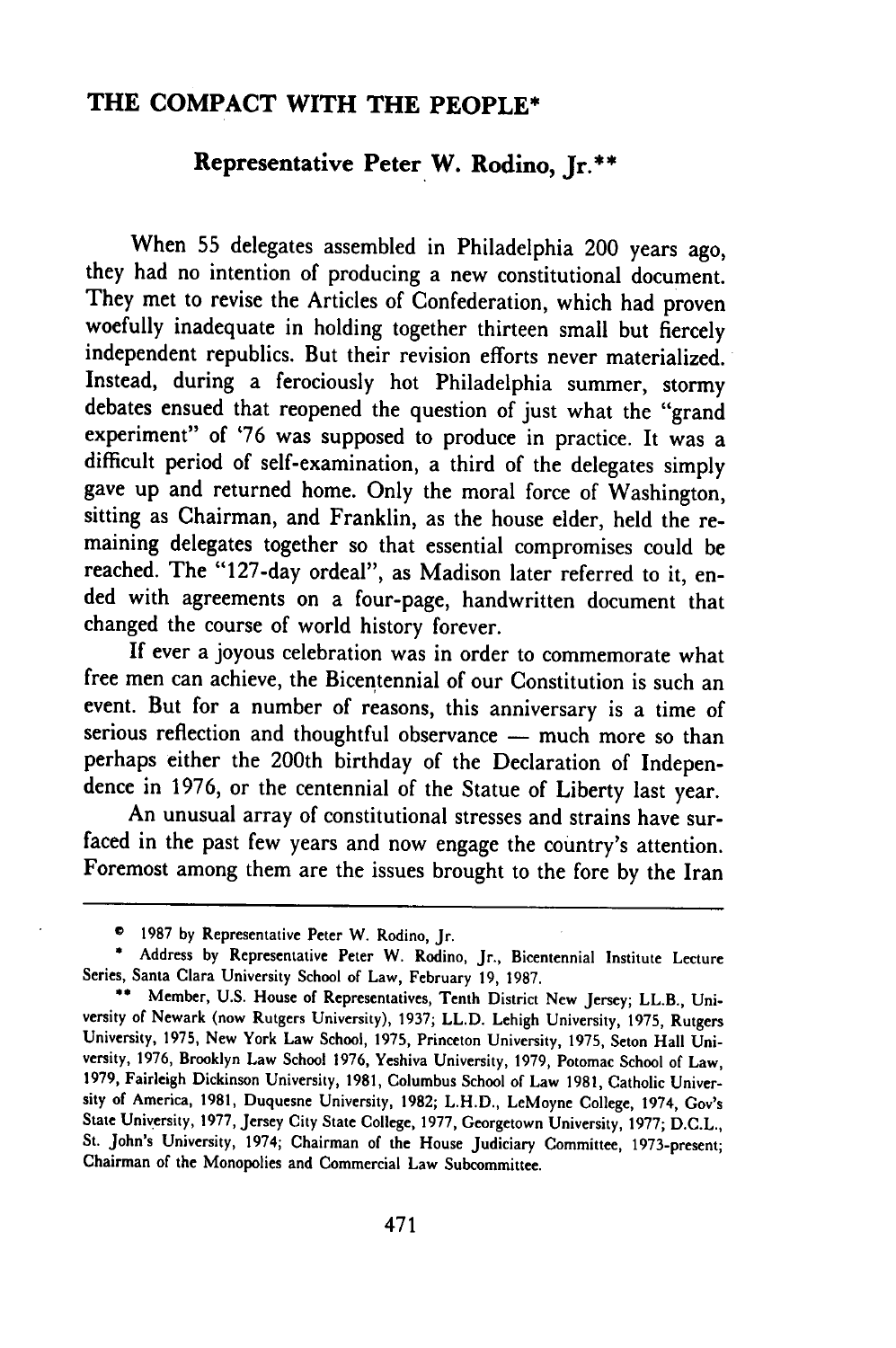# THE COMPACT WITH THE PEOPLE*

## Representative Peter W. Rodino, Jr.**

When 55 delegates assembled in Philadelphia 200 years ago, they had no intention of producing a new constitutional document. They met to revise the Articles of Confederation, which had proven woefully inadequate in holding together thirteen small but fiercely independent republics. But their revision efforts never materialized. Instead, during a ferociously hot Philadelphia summer, stormy debates ensued that reopened the question of just what the "grand experiment" of '76 was supposed to produce in practice. It was a difficult period of self-examination, a third of the delegates simply gave up and returned home. Only the moral force of Washington, sitting as Chairman, and Franklin, as the house elder, held the remaining delegates together so that essential compromises could be reached. The "127-day ordeal", as Madison later referred to it, ended with agreements on a four-page, handwritten document that changed the course of world history forever.

If ever a joyous celebration was in order to commemorate what free men can achieve, the Bicentennial of our Constitution is such an event. But for a number of reasons, this anniversary is a time of serious reflection and thoughtful observance — much more so than perhaps either the 200th birthday of the Declaration of Independence in 1976, or the centennial of the Statue of Liberty last year.

An unusual array of constitutional stresses and strains have surfaced in the past few years and now engage the country's attention. Foremost among them are the issues brought to the fore by the Iran

---

© 1987 by Representative Peter W. Rodino, Jr.

\* Address by Representative Peter W. Rodino, Jr., Bicentennial Institute Lecture Series, Santa Clara University School of Law, February 19, 1987.

\*\* Member, U.S. House of Representatives, Tenth District New Jersey; LL.B., University of Newark (now Rutgers University), 1937; LL.D. Lehigh University, 1975, Rutgers University, 1975, New York Law School, 1975, Princeton University, 1975, Seton Hall University, 1976, Brooklyn Law School 1976, Yeshiva University, 1979, Potomac School of Law, 1979, Fairleigh Dickinson University, 1981, Columbus School of Law 1981, Catholic University of America, 1981, Duquesne University, 1982; L.H.D., LeMoyne College, 1974, Gov's State University, 1977, Jersey City State College, 1977, Georgetown University, 1977; D.C.L., St. John's University, 1974; Chairman of the House Judiciary Committee, 1973-present; Chairman of the Monopolies and Commercial Law Subcommittee.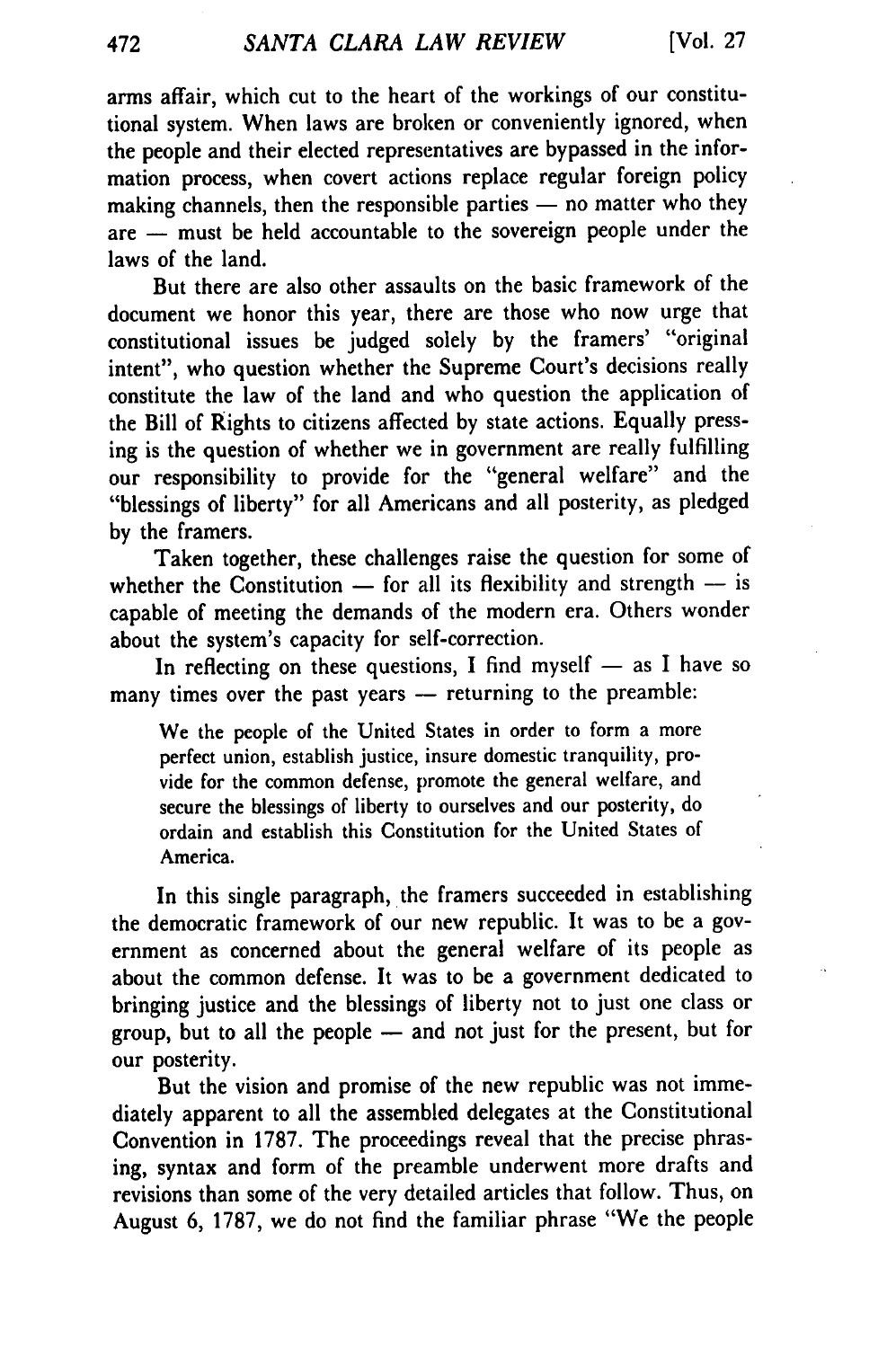arms affair, which cut to the heart of the workings of our constitutional system. When laws are broken or conveniently ignored, when the people and their elected representatives are bypassed in the information process, when covert actions replace regular foreign policy making channels, then the responsible parties — no matter who they are — must be held accountable to the sovereign people under the laws of the land.

But there are also other assaults on the basic framework of the document we honor this year, there are those who now urge that constitutional issues be judged solely by the framers' "original intent", who question whether the Supreme Court's decisions really constitute the law of the land and who question the application of the Bill of Rights to citizens affected by state actions. Equally pressing is the question of whether we in government are really fulfilling our responsibility to provide for the "general welfare" and the "blessings of liberty" for all Americans and all posterity, as pledged by the framers.

Taken together, these challenges raise the question for some of whether the Constitution — for all its flexibility and strength — is capable of meeting the demands of the modern era. Others wonder about the system's capacity for self-correction.

In reflecting on these questions, I find myself — as I have so many times over the past years — returning to the preamble:

> We the people of the United States in order to form a more perfect union, establish justice, insure domestic tranquility, provide for the common defense, promote the general welfare, and secure the blessings of liberty to ourselves and our posterity, do ordain and establish this Constitution for the United States of America.

In this single paragraph, the framers succeeded in establishing the democratic framework of our new republic. It was to be a government as concerned about the general welfare of its people as about the common defense. It was to be a government dedicated to bringing justice and the blessings of liberty not to just one class or group, but to all the people — and not just for the present, but for our posterity.

But the vision and promise of the new republic was not immediately apparent to all the assembled delegates at the Constitutional Convention in 1787. The proceedings reveal that the precise phrasing, syntax and form of the preamble underwent more drafts and revisions than some of the very detailed articles that follow. Thus, on August 6, 1787, we do not find the familiar phrase "We the people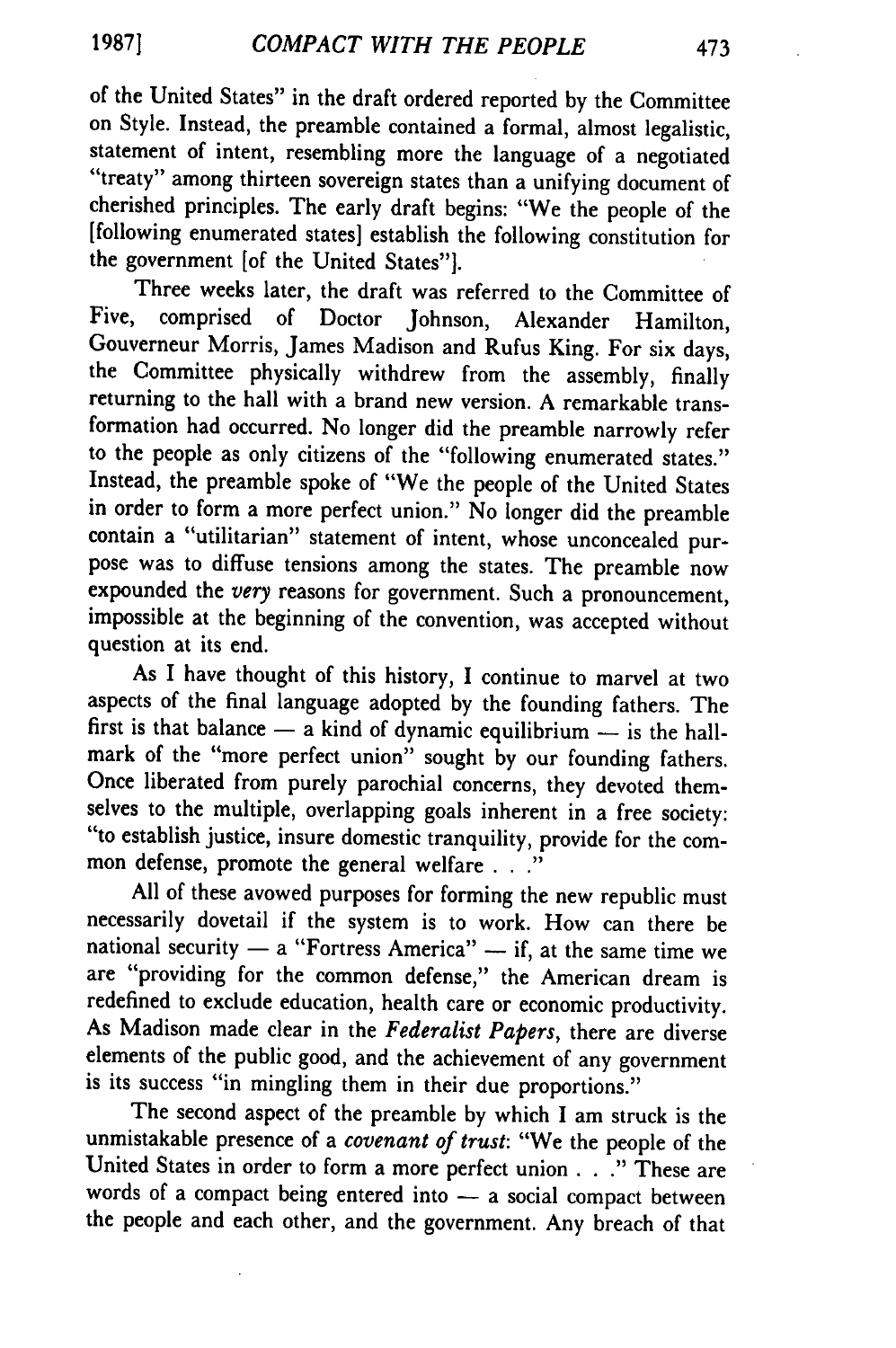of the United States" in the draft ordered reported by the Committee on Style. Instead, the preamble contained a formal, almost legalistic, statement of intent, resembling more the language of a negotiated "treaty" among thirteen sovereign states than a unifying document of cherished principles. The early draft begins: "We the people of the [following enumerated states] establish the following constitution for the government [of the United States"].

Three weeks later, the draft was referred to the Committee of Five, comprised of Doctor Johnson, Alexander Hamilton, Gouverneur Morris, James Madison and Rufus King. For six days, the Committee physically withdrew from the assembly, finally returning to the hall with a brand new version. A remarkable transformation had occurred. No longer did the preamble narrowly refer to the people as only citizens of the "following enumerated states." Instead, the preamble spoke of "We the people of the United States in order to form a more perfect union." No longer did the preamble contain a "utilitarian" statement of intent, whose unconcealed purpose was to diffuse tensions among the states. The preamble now expounded the *very* reasons for government. Such a pronouncement, impossible at the beginning of the convention, was accepted without question at its end.

As I have thought of this history, I continue to marvel at two aspects of the final language adopted by the founding fathers. The first is that balance — a kind of dynamic equilibrium — is the hallmark of the "more perfect union" sought by our founding fathers. Once liberated from purely parochial concerns, they devoted themselves to the multiple, overlapping goals inherent in a free society: "to establish justice, insure domestic tranquility, provide for the common defense, promote the general welfare . . ."

All of these avowed purposes for forming the new republic must necessarily dovetail if the system is to work. How can there be national security — a "Fortress America" — if, at the same time we are "providing for the common defense," the American dream is redefined to exclude education, health care or economic productivity. As Madison made clear in the *Federalist Papers*, there are diverse elements of the public good, and the achievement of any government is its success "in mingling them in their due proportions."

The second aspect of the preamble by which I am struck is the unmistakable presence of a *covenant of trust*: "We the people of the United States in order to form a more perfect union . . ." These are words of a compact being entered into — a social compact between the people and each other, and the government. Any breach of that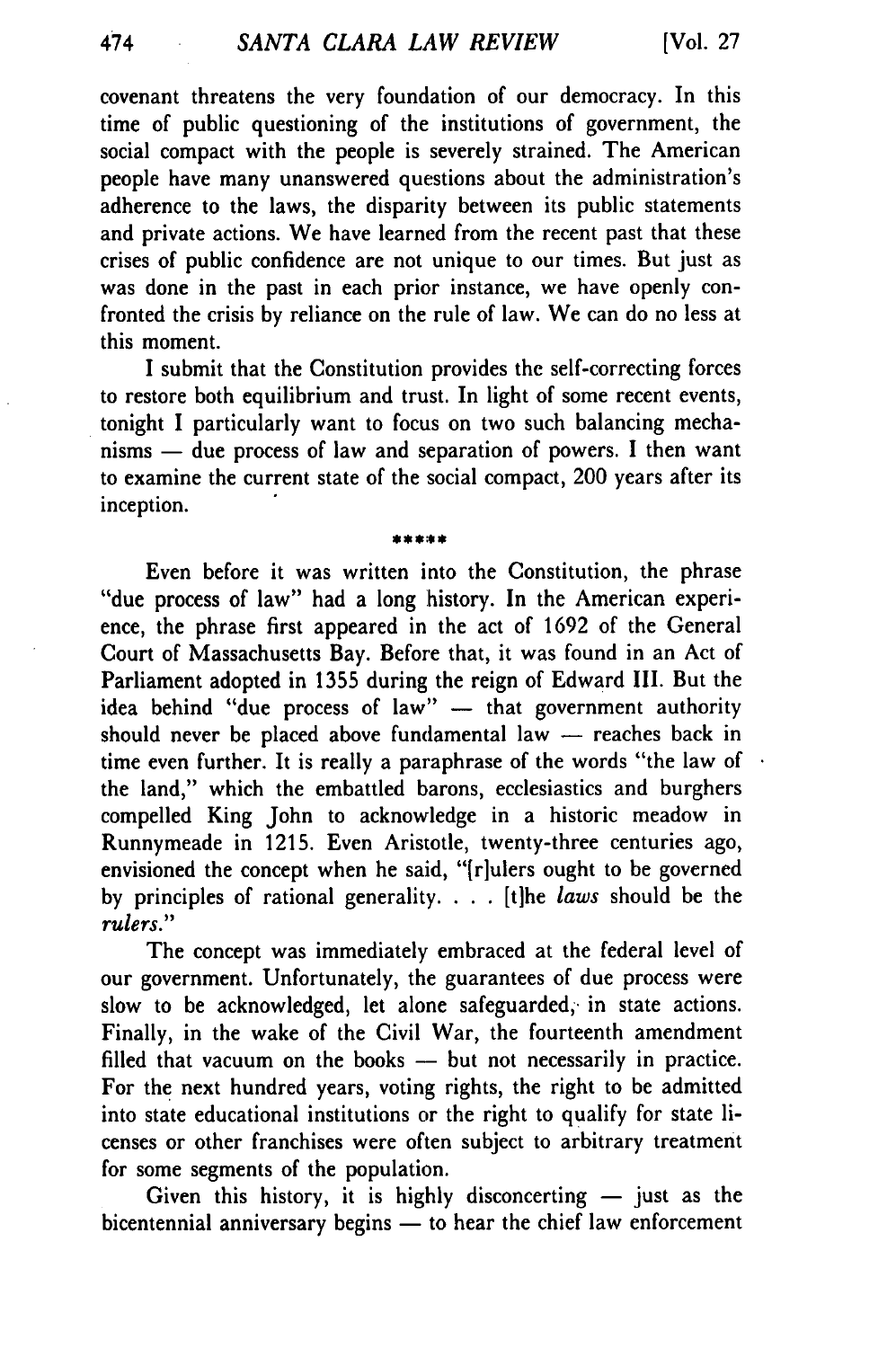covenant threatens the very foundation of our democracy. In this time of public questioning of the institutions of government, the social compact with the people is severely strained. The American people have many unanswered questions about the administration's adherence to the laws, the disparity between its public statements and private actions. We have learned from the recent past that these crises of public confidence are not unique to our times. But just as was done in the past in each prior instance, we have openly confronted the crisis by reliance on the rule of law. We can do no less at this moment.

I submit that the Constitution provides the self-correcting forces to restore both equilibrium and trust. In light of some recent events, tonight I particularly want to focus on two such balancing mechanisms — due process of law and separation of powers. I then want to examine the current state of the social compact, 200 years after its inception.

\*\*\*\*\*

Even before it was written into the Constitution, the phrase "due process of law" had a long history. In the American experience, the phrase first appeared in the act of 1692 of the General Court of Massachusetts Bay. Before that, it was found in an Act of Parliament adopted in 1355 during the reign of Edward III. But the idea behind "due process of law" — that government authority should never be placed above fundamental law — reaches back in time even further. It is really a paraphrase of the words "the law of the land," which the embattled barons, ecclesiastics and burghers compelled King John to acknowledge in a historic meadow in Runnymeade in 1215. Even Aristotle, twenty-three centuries ago, envisioned the concept when he said, "[r]ulers ought to be governed by principles of rational generality. . . . [t]he *laws* should be the *rulers*."

The concept was immediately embraced at the federal level of our government. Unfortunately, the guarantees of due process were slow to be acknowledged, let alone safeguarded, in state actions. Finally, in the wake of the Civil War, the fourteenth amendment filled that vacuum on the books — but not necessarily in practice. For the next hundred years, voting rights, the right to be admitted into state educational institutions or the right to qualify for state licenses or other franchises were often subject to arbitrary treatment for some segments of the population.

Given this history, it is highly disconcerting — just as the bicentennial anniversary begins — to hear the chief law enforcement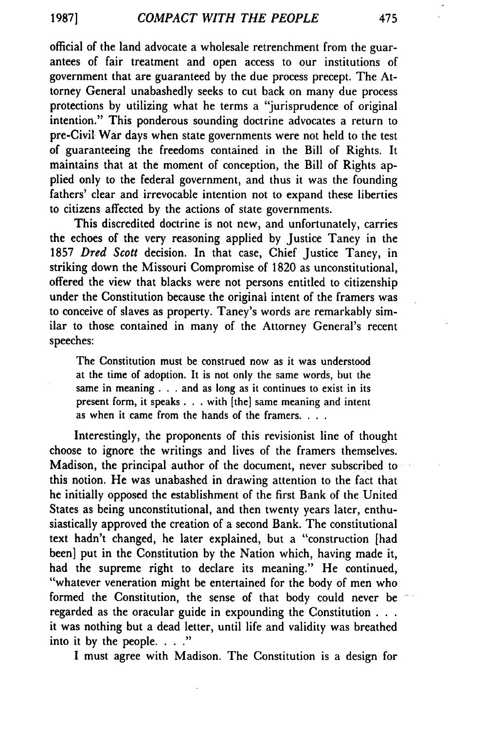official of the land advocate a wholesale retrenchment from the guarantees of fair treatment and open access to our institutions of government that are guaranteed by the due process precept. The Attorney General unabashedly seeks to cut back on many due process protections by utilizing what he terms a "jurisprudence of original intention." This ponderous sounding doctrine advocates a return to pre-Civil War days when state governments were not held to the test of guaranteeing the freedoms contained in the Bill of Rights. It maintains that at the moment of conception, the Bill of Rights applied only to the federal government, and thus it was the founding fathers' clear and irrevocable intention not to expand these liberties to citizens affected by the actions of state governments.

This discredited doctrine is not new, and unfortunately, carries the echoes of the very reasoning applied by Justice Taney in the 1857 *Dred Scott* decision. In that case, Chief Justice Taney, in striking down the Missouri Compromise of 1820 as unconstitutional, offered the view that blacks were not persons entitled to citizenship under the Constitution because the original intent of the framers was to conceive of slaves as property. Taney's words are remarkably similar to those contained in many of the Attorney General's recent speeches:

> The Constitution must be construed now as it was understood at the time of adoption. It is not only the same words, but the same in meaning . . . and as long as it continues to exist in its present form, it speaks . . . with [the] same meaning and intent as when it came from the hands of the framers. . . .

Interestingly, the proponents of this revisionist line of thought choose to ignore the writings and lives of the framers themselves. Madison, the principal author of the document, never subscribed to this notion. He was unabashed in drawing attention to the fact that he initially opposed the establishment of the first Bank of the United States as being unconstitutional, and then twenty years later, enthusiastically approved the creation of a second Bank. The constitutional text hadn't changed, he later explained, but a "construction [had been] put in the Constitution by the Nation which, having made it, had the supreme right to declare its meaning." He continued, "whatever veneration might be entertained for the body of men who formed the Constitution, the sense of that body could never be regarded as the oracular guide in expounding the Constitution . . . it was nothing but a dead letter, until life and validity was breathed into it by the people. . . ."

I must agree with Madison. The Constitution is a design for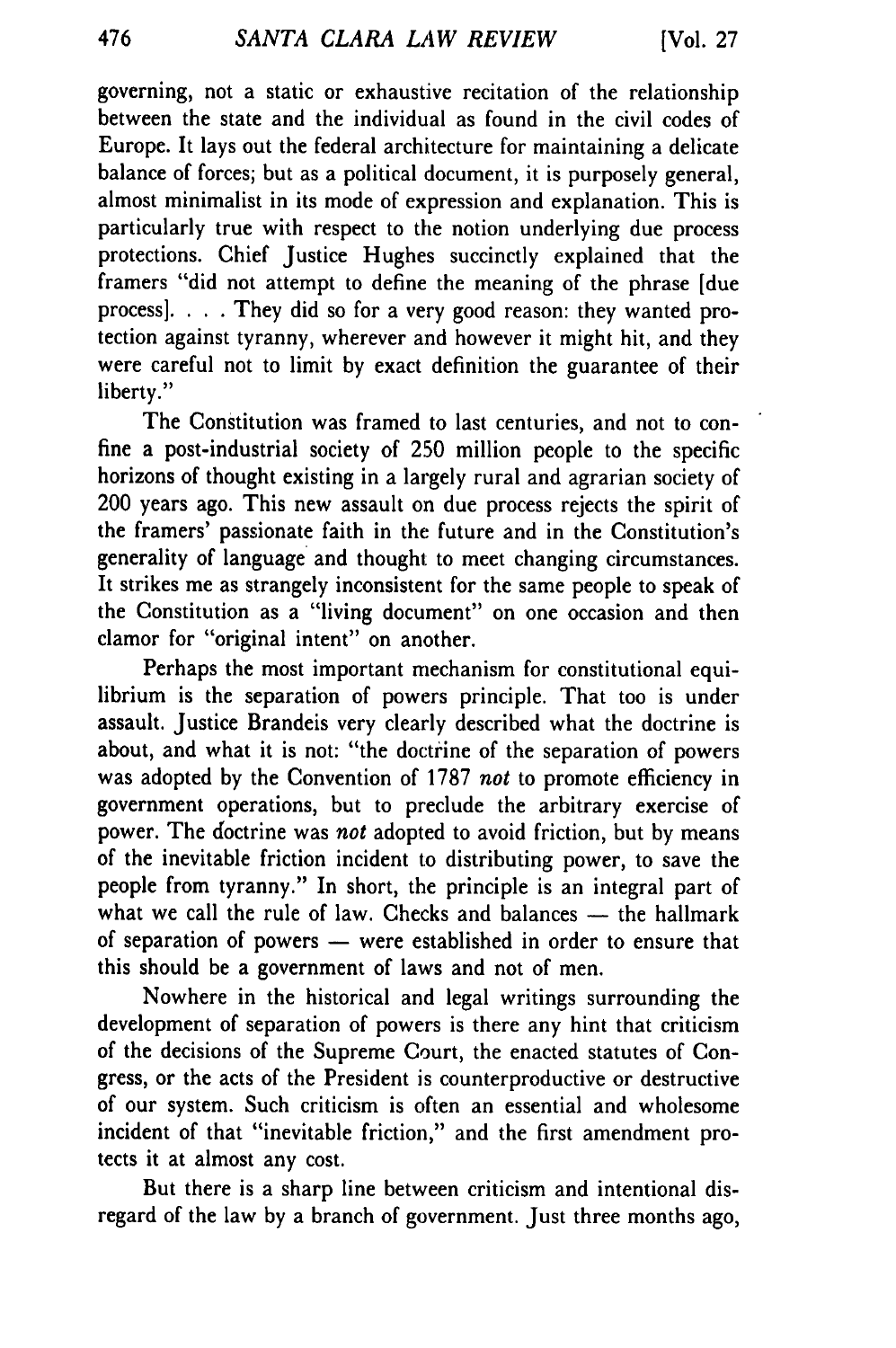governing, not a static or exhaustive recitation of the relationship between the state and the individual as found in the civil codes of Europe. It lays out the federal architecture for maintaining a delicate balance of forces; but as a political document, it is purposely general, almost minimalist in its mode of expression and explanation. This is particularly true with respect to the notion underlying due process protections. Chief Justice Hughes succinctly explained that the framers "did not attempt to define the meaning of the phrase [due process]. . . . They did so for a very good reason: they wanted protection against tyranny, wherever and however it might hit, and they were careful not to limit by exact definition the guarantee of their liberty."

The Constitution was framed to last centuries, and not to confine a post-industrial society of 250 million people to the specific horizons of thought existing in a largely rural and agrarian society of 200 years ago. This new assault on due process rejects the spirit of the framers' passionate faith in the future and in the Constitution's generality of language and thought to meet changing circumstances. It strikes me as strangely inconsistent for the same people to speak of the Constitution as a "living document" on one occasion and then clamor for "original intent" on another.

Perhaps the most important mechanism for constitutional equilibrium is the separation of powers principle. That too is under assault. Justice Brandeis very clearly described what the doctrine is about, and what it is not: "the doctrine of the separation of powers was adopted by the Convention of 1787 *not* to promote efficiency in government operations, but to preclude the arbitrary exercise of power. The doctrine was *not* adopted to avoid friction, but by means of the inevitable friction incident to distributing power, to save the people from tyranny." In short, the principle is an integral part of what we call the rule of law. Checks and balances — the hallmark of separation of powers — were established in order to ensure that this should be a government of laws and not of men.

Nowhere in the historical and legal writings surrounding the development of separation of powers is there any hint that criticism of the decisions of the Supreme Court, the enacted statutes of Congress, or the acts of the President is counterproductive or destructive of our system. Such criticism is often an essential and wholesome incident of that "inevitable friction," and the first amendment protects it at almost any cost.

But there is a sharp line between criticism and intentional disregard of the law by a branch of government. Just three months ago,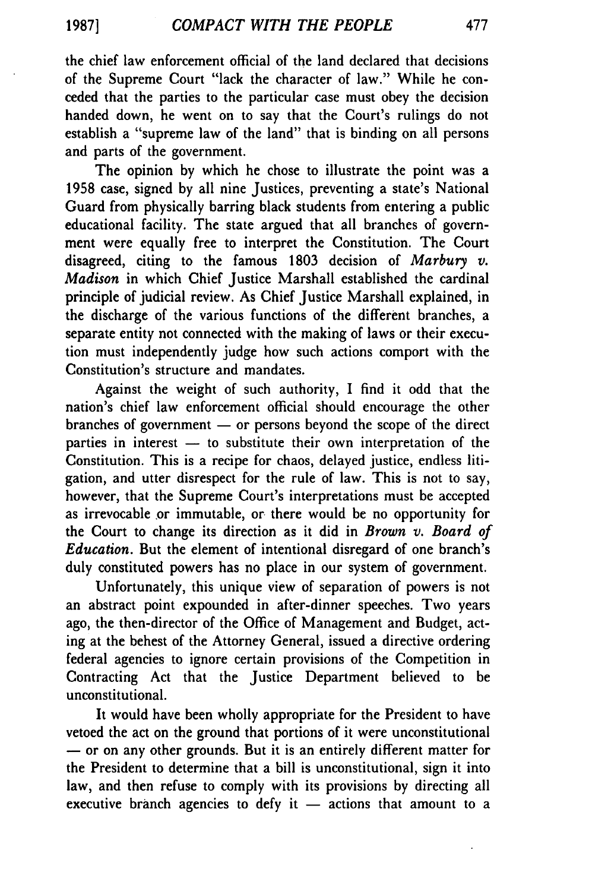the chief law enforcement official of the land declared that decisions of the Supreme Court "lack the character of law." While he conceded that the parties to the particular case must obey the decision handed down, he went on to say that the Court's rulings do not establish a "supreme law of the land" that is binding on all persons and parts of the government.

The opinion by which he chose to illustrate the point was a 1958 case, signed by all nine Justices, preventing a state's National Guard from physically barring black students from entering a public educational facility. The state argued that all branches of government were equally free to interpret the Constitution. The Court disagreed, citing to the famous 1803 decision of *Marbury v. Madison* in which Chief Justice Marshall established the cardinal principle of judicial review. As Chief Justice Marshall explained, in the discharge of the various functions of the different branches, a separate entity not connected with the making of laws or their execution must independently judge how such actions comport with the Constitution's structure and mandates.

Against the weight of such authority, I find it odd that the nation's chief law enforcement official should encourage the other branches of government — or persons beyond the scope of the direct parties in interest — to substitute their own interpretation of the Constitution. This is a recipe for chaos, delayed justice, endless litigation, and utter disrespect for the rule of law. This is not to say, however, that the Supreme Court's interpretations must be accepted as irrevocable or immutable, or there would be no opportunity for the Court to change its direction as it did in *Brown v. Board of Education*. But the element of intentional disregard of one branch's duly constituted powers has no place in our system of government.

Unfortunately, this unique view of separation of powers is not an abstract point expounded in after-dinner speeches. Two years ago, the then-director of the Office of Management and Budget, acting at the behest of the Attorney General, issued a directive ordering federal agencies to ignore certain provisions of the Competition in Contracting Act that the Justice Department believed to be unconstitutional.

It would have been wholly appropriate for the President to have vetoed the act on the ground that portions of it were unconstitutional — or on any other grounds. But it is an entirely different matter for the President to determine that a bill is unconstitutional, sign it into law, and then refuse to comply with its provisions by directing all executive branch agencies to defy it — actions that amount to a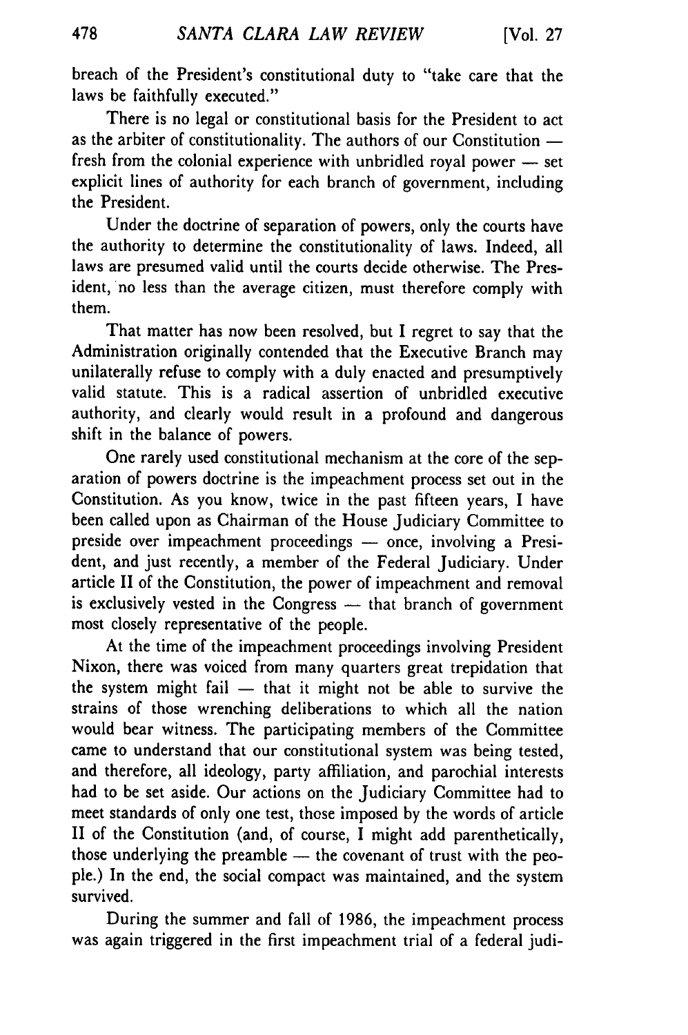breach of the President's constitutional duty to "take care that the laws be faithfully executed."

There is no legal or constitutional basis for the President to act as the arbiter of constitutionality. The authors of our Constitution — fresh from the colonial experience with unbridled royal power — set explicit lines of authority for each branch of government, including the President.

Under the doctrine of separation of powers, only the courts have the authority to determine the constitutionality of laws. Indeed, all laws are presumed valid until the courts decide otherwise. The President, no less than the average citizen, must therefore comply with them.

That matter has now been resolved, but I regret to say that the Administration originally contended that the Executive Branch may unilaterally refuse to comply with a duly enacted and presumptively valid statute. This is a radical assertion of unbridled executive authority, and clearly would result in a profound and dangerous shift in the balance of powers.

One rarely used constitutional mechanism at the core of the separation of powers doctrine is the impeachment process set out in the Constitution. As you know, twice in the past fifteen years, I have been called upon as Chairman of the House Judiciary Committee to preside over impeachment proceedings — once, involving a President, and just recently, a member of the Federal Judiciary. Under article II of the Constitution, the power of impeachment and removal is exclusively vested in the Congress — that branch of government most closely representative of the people.

At the time of the impeachment proceedings involving President Nixon, there was voiced from many quarters great trepidation that the system might fail — that it might not be able to survive the strains of those wrenching deliberations to which all the nation would bear witness. The participating members of the Committee came to understand that our constitutional system was being tested, and therefore, all ideology, party affiliation, and parochial interests had to be set aside. Our actions on the Judiciary Committee had to meet standards of only one test, those imposed by the words of article II of the Constitution (and, of course, I might add parenthetically, those underlying the preamble — the covenant of trust with the people.) In the end, the social compact was maintained, and the system survived.

During the summer and fall of 1986, the impeachment process was again triggered in the first impeachment trial of a federal judi-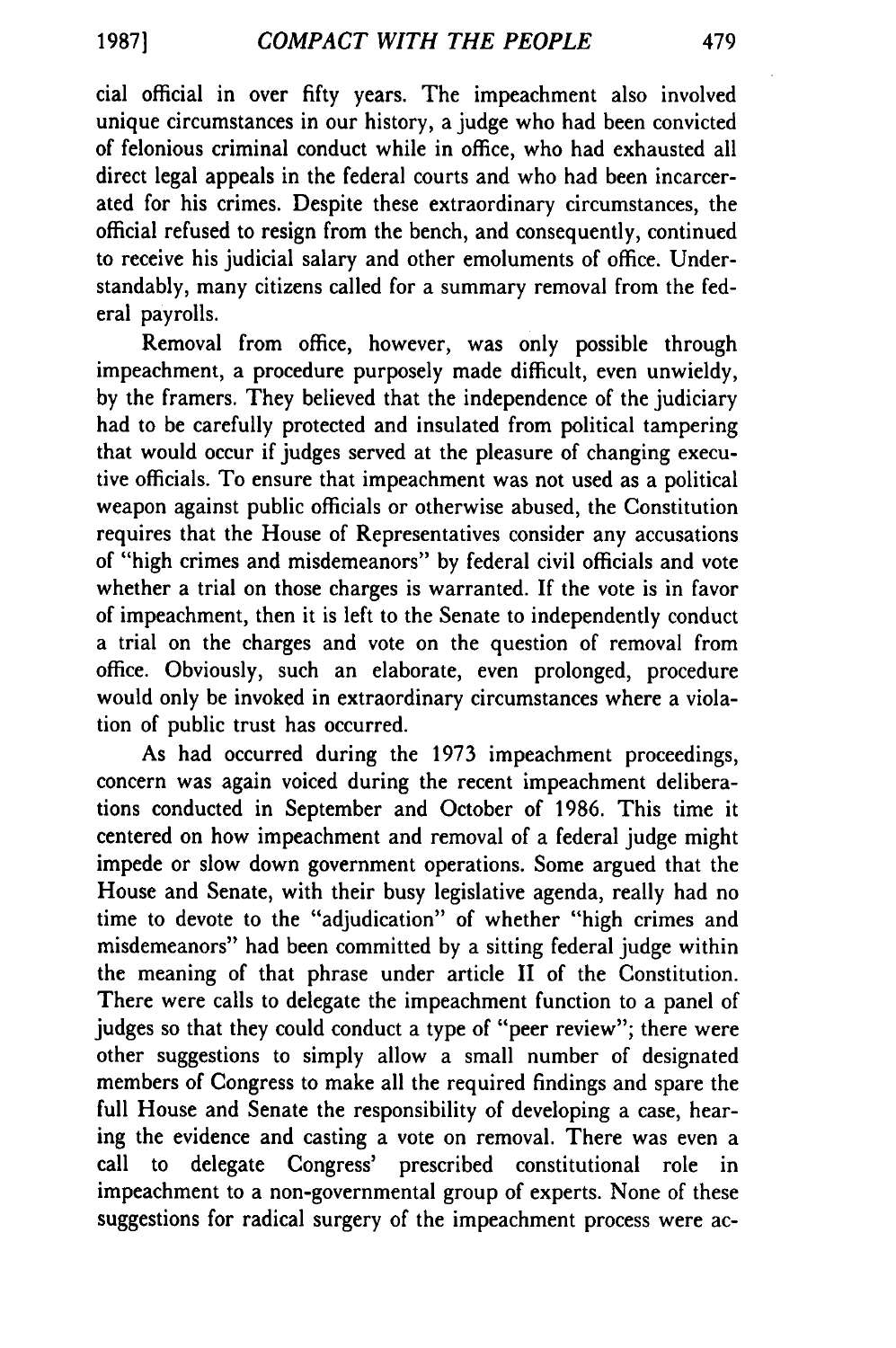cial official in over fifty years. The impeachment also involved unique circumstances in our history, a judge who had been convicted of felonious criminal conduct while in office, who had exhausted all direct legal appeals in the federal courts and who had been incarcerated for his crimes. Despite these extraordinary circumstances, the official refused to resign from the bench, and consequently, continued to receive his judicial salary and other emoluments of office. Understandably, many citizens called for a summary removal from the federal payrolls.

Removal from office, however, was only possible through impeachment, a procedure purposely made difficult, even unwieldy, by the framers. They believed that the independence of the judiciary had to be carefully protected and insulated from political tampering that would occur if judges served at the pleasure of changing executive officials. To ensure that impeachment was not used as a political weapon against public officials or otherwise abused, the Constitution requires that the House of Representatives consider any accusations of "high crimes and misdemeanors" by federal civil officials and vote whether a trial on those charges is warranted. If the vote is in favor of impeachment, then it is left to the Senate to independently conduct a trial on the charges and vote on the question of removal from office. Obviously, such an elaborate, even prolonged, procedure would only be invoked in extraordinary circumstances where a violation of public trust has occurred.

As had occurred during the 1973 impeachment proceedings, concern was again voiced during the recent impeachment deliberations conducted in September and October of 1986. This time it centered on how impeachment and removal of a federal judge might impede or slow down government operations. Some argued that the House and Senate, with their busy legislative agenda, really had no time to devote to the "adjudication" of whether "high crimes and misdemeanors" had been committed by a sitting federal judge within the meaning of that phrase under article II of the Constitution. There were calls to delegate the impeachment function to a panel of judges so that they could conduct a type of "peer review"; there were other suggestions to simply allow a small number of designated members of Congress to make all the required findings and spare the full House and Senate the responsibility of developing a case, hearing the evidence and casting a vote on removal. There was even a call to delegate Congress' prescribed constitutional role in impeachment to a non-governmental group of experts. None of these suggestions for radical surgery of the impeachment process were ac-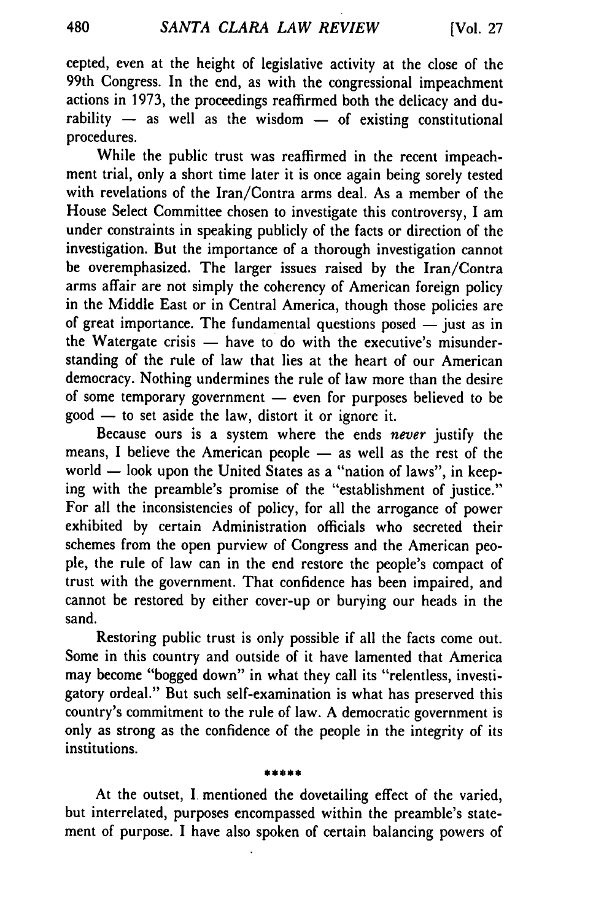cepted, even at the height of legislative activity at the close of the 99th Congress. In the end, as with the congressional impeachment actions in 1973, the proceedings reaffirmed both the delicacy and durability — as well as the wisdom — of existing constitutional procedures.

While the public trust was reaffirmed in the recent impeachment trial, only a short time later it is once again being sorely tested with revelations of the Iran/Contra arms deal. As a member of the House Select Committee chosen to investigate this controversy, I am under constraints in speaking publicly of the facts or direction of the investigation. But the importance of a thorough investigation cannot be overemphasized. The larger issues raised by the Iran/Contra arms affair are not simply the coherency of American foreign policy in the Middle East or in Central America, though those policies are of great importance. The fundamental questions posed — just as in the Watergate crisis — have to do with the executive's misunderstanding of the rule of law that lies at the heart of our American democracy. Nothing undermines the rule of law more than the desire of some temporary government — even for purposes believed to be good — to set aside the law, distort it or ignore it.

Because ours is a system where the ends *never* justify the means, I believe the American people — as well as the rest of the world — look upon the United States as a "nation of laws", in keeping with the preamble's promise of the "establishment of justice." For all the inconsistencies of policy, for all the arrogance of power exhibited by certain Administration officials who secreted their schemes from the open purview of Congress and the American people, the rule of law can in the end restore the people's compact of trust with the government. That confidence has been impaired, and cannot be restored by either cover-up or burying our heads in the sand.

Restoring public trust is only possible if all the facts come out. Some in this country and outside of it have lamented that America may become "bogged down" in what they call its "relentless, investigatory ordeal." But such self-examination is what has preserved this country's commitment to the rule of law. A democratic government is only as strong as the confidence of the people in the integrity of its institutions.

\*\*\*\*\*

At the outset, I mentioned the dovetailing effect of the varied, but interrelated, purposes encompassed within the preamble's statement of purpose. I have also spoken of certain balancing powers of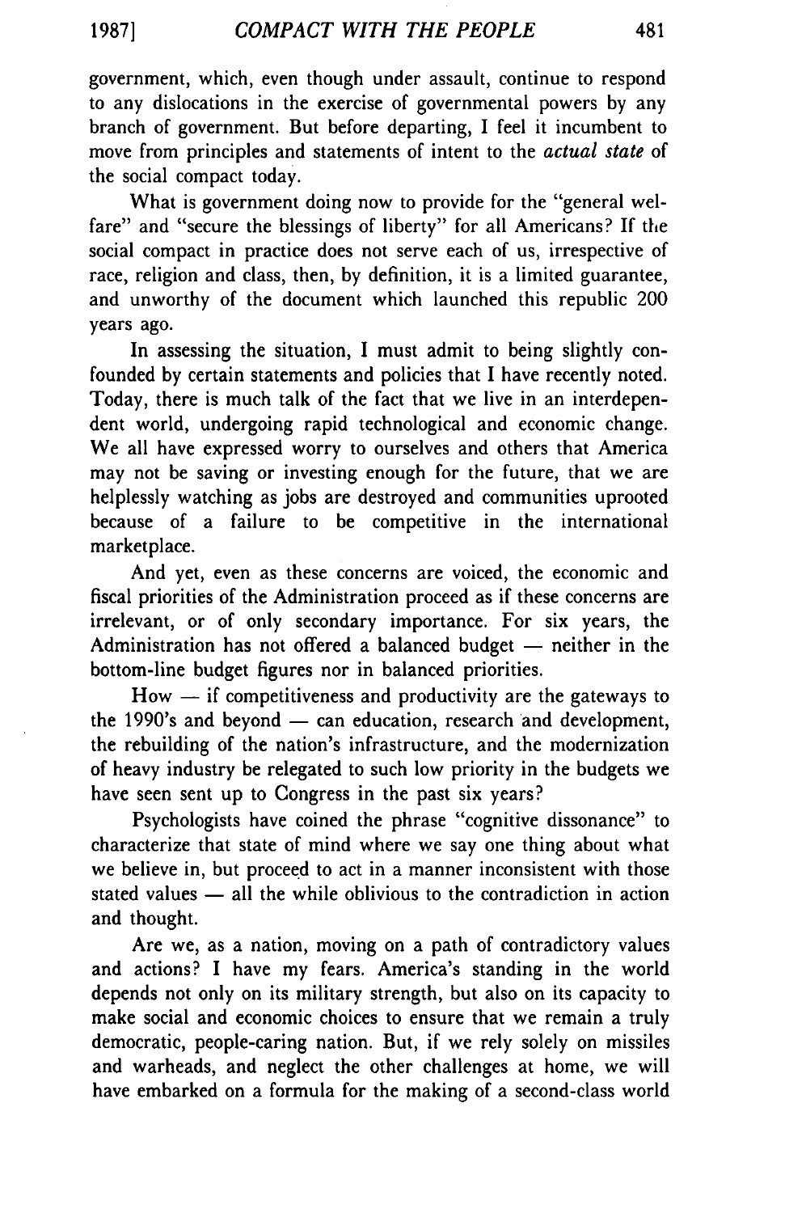government, which, even though under assault, continue to respond to any dislocations in the exercise of governmental powers by any branch of government. But before departing, I feel it incumbent to move from principles and statements of intent to the *actual state* of the social compact today.

What is government doing now to provide for the "general welfare" and "secure the blessings of liberty" for all Americans? If the social compact in practice does not serve each of us, irrespective of race, religion and class, then, by definition, it is a limited guarantee, and unworthy of the document which launched this republic 200 years ago.

In assessing the situation, I must admit to being slightly confounded by certain statements and policies that I have recently noted. Today, there is much talk of the fact that we live in an interdependent world, undergoing rapid technological and economic change. We all have expressed worry to ourselves and others that America may not be saving or investing enough for the future, that we are helplessly watching as jobs are destroyed and communities uprooted because of a failure to be competitive in the international marketplace.

And yet, even as these concerns are voiced, the economic and fiscal priorities of the Administration proceed as if these concerns are irrelevant, or of only secondary importance. For six years, the Administration has not offered a balanced budget — neither in the bottom-line budget figures nor in balanced priorities.

How — if competitiveness and productivity are the gateways to the 1990's and beyond — can education, research and development, the rebuilding of the nation's infrastructure, and the modernization of heavy industry be relegated to such low priority in the budgets we have seen sent up to Congress in the past six years?

Psychologists have coined the phrase "cognitive dissonance" to characterize that state of mind where we say one thing about what we believe in, but proceed to act in a manner inconsistent with those stated values — all the while oblivious to the contradiction in action and thought.

Are we, as a nation, moving on a path of contradictory values and actions? I have my fears. America's standing in the world depends not only on its military strength, but also on its capacity to make social and economic choices to ensure that we remain a truly democratic, people-caring nation. But, if we rely solely on missiles and warheads, and neglect the other challenges at home, we will have embarked on a formula for the making of a second-class world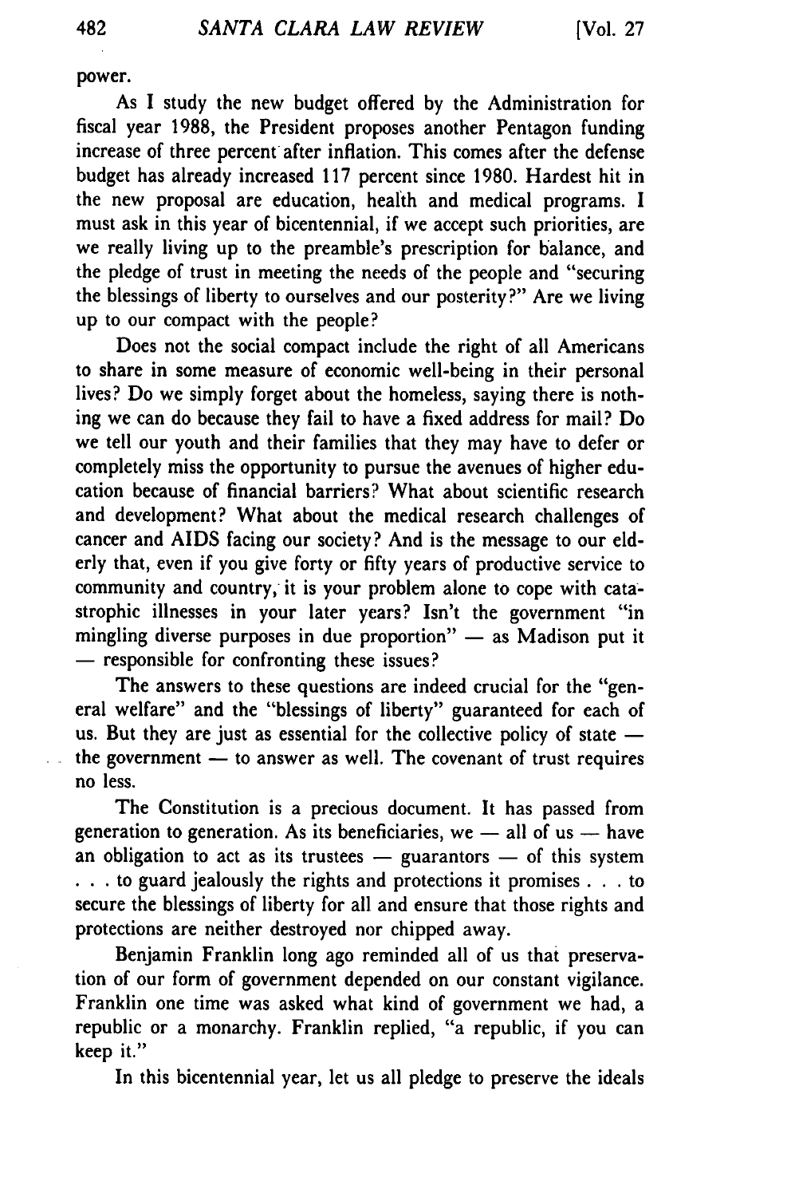power.

As I study the new budget offered by the Administration for fiscal year 1988, the President proposes another Pentagon funding increase of three percent after inflation. This comes after the defense budget has already increased 117 percent since 1980. Hardest hit in the new proposal are education, health and medical programs. I must ask in this year of bicentennial, if we accept such priorities, are we really living up to the preamble's prescription for balance, and the pledge of trust in meeting the needs of the people and "securing the blessings of liberty to ourselves and our posterity?" Are we living up to our compact with the people?

Does not the social compact include the right of all Americans to share in some measure of economic well-being in their personal lives? Do we simply forget about the homeless, saying there is nothing we can do because they fail to have a fixed address for mail? Do we tell our youth and their families that they may have to defer or completely miss the opportunity to pursue the avenues of higher education because of financial barriers? What about scientific research and development? What about the medical research challenges of cancer and AIDS facing our society? And is the message to our elderly that, even if you give forty or fifty years of productive service to community and country, it is your problem alone to cope with catastrophic illnesses in your later years? Isn't the government "in mingling diverse purposes in due proportion" — as Madison put it — responsible for confronting these issues?

The answers to these questions are indeed crucial for the "general welfare" and the "blessings of liberty" guaranteed for each of us. But they are just as essential for the collective policy of state — the government — to answer as well. The covenant of trust requires no less.

The Constitution is a precious document. It has passed from generation to generation. As its beneficiaries, we — all of us — have an obligation to act as its trustees — guarantors — of this system . . . to guard jealously the rights and protections it promises . . . to secure the blessings of liberty for all and ensure that those rights and protections are neither destroyed nor chipped away.

Benjamin Franklin long ago reminded all of us that preservation of our form of government depended on our constant vigilance. Franklin one time was asked what kind of government we had, a republic or a monarchy. Franklin replied, "a republic, if you can keep it."

In this bicentennial year, let us all pledge to preserve the ideals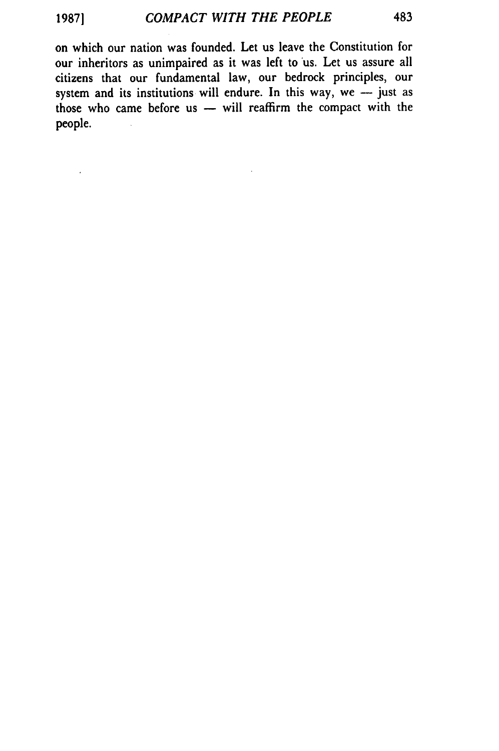on which our nation was founded. Let us leave the Constitution for our inheritors as unimpaired as it was left to us. Let us assure all citizens that our fundamental law, our bedrock principles, our system and its institutions will endure. In this way, we — just as those who came before us — will reaffirm the compact with the people.